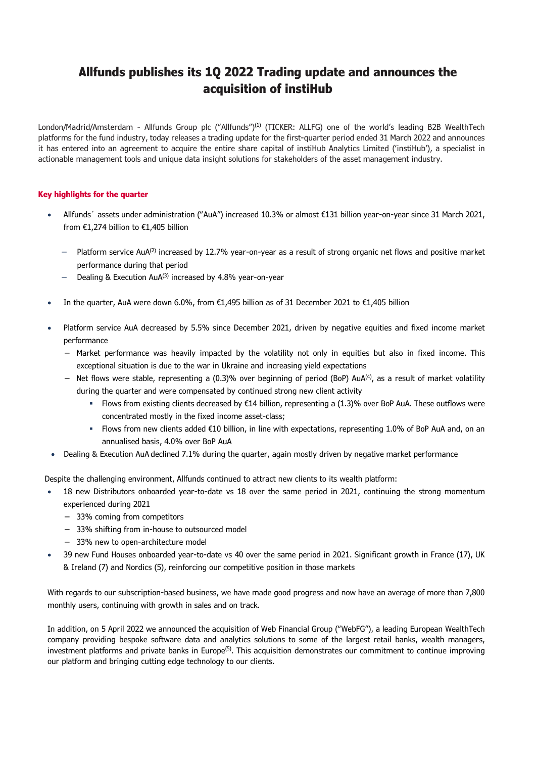# Allfunds publishes its 1Q 2022 Trading update and announces the acquisition of instiHub

London/Madrid/Amsterdam - Allfunds Group plc ("Allfunds")[1] (TICKER: ALLFG) one of the world's leading B2B WealthTech platforms for the fund industry, today releases a trading update for the first-quarter period ended 31 March 2022 and announces it has entered into an agreement to acquire the entire share capital of instiHub Analytics Limited ('instiHub'), a specialist in actionable management tools and unique data insight solutions for stakeholders of the asset management industry.

## Key highlights for the quarter

- Allfunds´ assets under administration ("AuA") increased 10.3% or almost €131 billion year-on-year since 31 March 2021, from €1,274 billion to €1,405 billion
  - Platform service AuA[2] increased by 12.7% year-on-year as a result of strong organic net flows and positive market performance during that period
  - Dealing & Execution AuA[3] increased by 4.8% year-on-year
- In the quarter, AuA were down 6.0%, from €1,495 billion as of 31 December 2021 to €1,405 billion
- Platform service AuA decreased by 5.5% since December 2021, driven by negative equities and fixed income market performance
  - Market performance was heavily impacted by the volatility not only in equities but also in fixed income. This exceptional situation is due to the war in Ukraine and increasing yield expectations
  - Net flows were stable, representing a (0.3)% over beginning of period (BoP) AuA[4], as a result of market volatility during the quarter and were compensated by continued strong new client activity
    - Flows from existing clients decreased by €14 billion, representing a (1.3)% over BoP AuA. These outflows were concentrated mostly in the fixed income asset-class;
    - Flows from new clients added €10 billion, in line with expectations, representing 1.0% of BoP AuA and, on an annualised basis, 4.0% over BoP AuA
- Dealing & Execution AuA declined 7.1% during the quarter, again mostly driven by negative market performance

Despite the challenging environment, Allfunds continued to attract new clients to its wealth platform:

- 18 new Distributors onboarded year-to-date vs 18 over the same period in 2021, continuing the strong momentum experienced during 2021
  - 33% coming from competitors
  - 33% shifting from in-house to outsourced model
  - 33% new to open-architecture model
- 39 new Fund Houses onboarded year-to-date vs 40 over the same period in 2021. Significant growth in France (17), UK & Ireland (7) and Nordics (5), reinforcing our competitive position in those markets

With regards to our subscription-based business, we have made good progress and now have an average of more than 7,800 monthly users, continuing with growth in sales and on track.

In addition, on 5 April 2022 we announced the acquisition of Web Financial Group ("WebFG"), a leading European WealthTech company providing bespoke software data and analytics solutions to some of the largest retail banks, wealth managers, investment platforms and private banks in Europe[5]. This acquisition demonstrates our commitment to continue improving our platform and bringing cutting edge technology to our clients.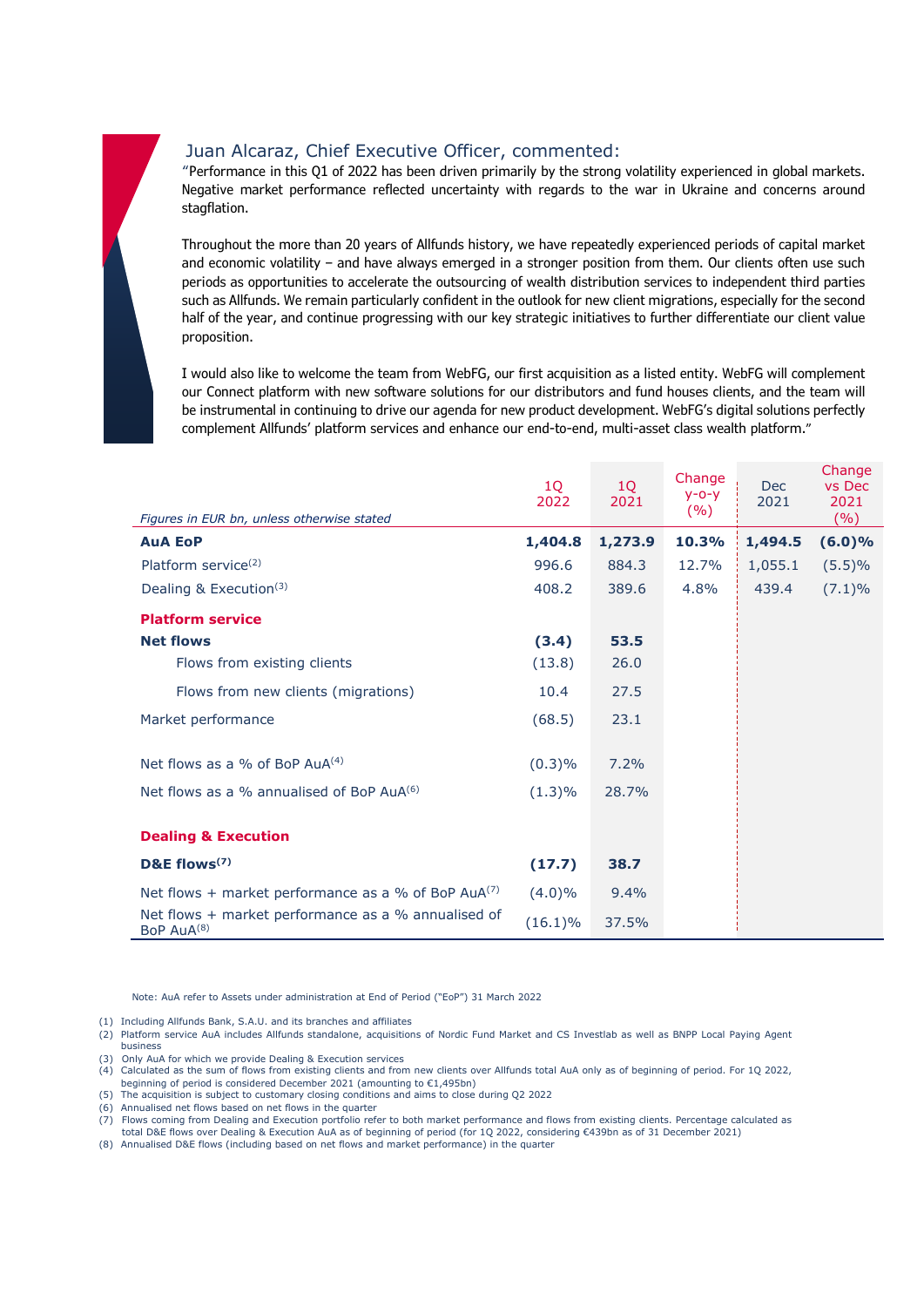## Juan Alcaraz, Chief Executive Officer, commented:

"Performance in this Q1 of 2022 has been driven primarily by the strong volatility experienced in global markets. Negative market performance reflected uncertainty with regards to the war in Ukraine and concerns around stagflation.

Throughout the more than 20 years of Allfunds history, we have repeatedly experienced periods of capital market and economic volatility – and have always emerged in a stronger position from them. Our clients often use such periods as opportunities to accelerate the outsourcing of wealth distribution services to independent third parties such as Allfunds. We remain particularly confident in the outlook for new client migrations, especially for the second half of the year, and continue progressing with our key strategic initiatives to further differentiate our client value proposition.

I would also like to welcome the team from WebFG, our first acquisition as a listed entity. WebFG will complement our Connect platform with new software solutions for our distributors and fund houses clients, and the team will be instrumental in continuing to drive our agenda for new product development. WebFG's digital solutions perfectly complement Allfunds' platform services and enhance our end-to-end, multi-asset class wealth platform."

| *Figures in EUR bn, unless otherwise stated* | 1Q 2022 | 1Q 2021 | Change y-o-y (%) | Dec 2021 | Change vs Dec 2021 (%) |
|---|---|---|---|---|---|
| **AuA EoP** | **1,404.8** | **1,273.9** | **10.3%** | **1,494.5** | **(6.0)%** |
| Platform service[2] | 996.6 | 884.3 | 12.7% | 1,055.1 | (5.5)% |
| Dealing & Execution[3] | 408.2 | 389.6 | 4.8% | 439.4 | (7.1)% |
| **Platform service** | | | | | |
| **Net flows** | **(3.4)** | **53.5** | | | |
| Flows from existing clients | (13.8) | 26.0 | | | |
| Flows from new clients (migrations) | 10.4 | 27.5 | | | |
| Market performance | (68.5) | 23.1 | | | |
| Net flows as a % of BoP AuA[4] | (0.3)% | 7.2% | | | |
| Net flows as a % annualised of BoP AuA[6] | (1.3)% | 28.7% | | | |
| **Dealing & Execution** | | | | | |
| **D&E flows[7]** | **(17.7)** | **38.7** | | | |
| Net flows + market performance as a % of BoP AuA[7] | (4.0)% | 9.4% | | | |
| Net flows + market performance as a % annualised of BoP AuA[8] | (16.1)% | 37.5% | | | |

Note: AuA refer to Assets under administration at End of Period ("EoP") 31 March 2022

(1) Including Allfunds Bank, S.A.U. and its branches and affiliates
(2) Platform service AuA includes Allfunds standalone, acquisitions of Nordic Fund Market and CS Investlab as well as BNPP Local Paying Agent business
(3) Only AuA for which we provide Dealing & Execution services
(4) Calculated as the sum of flows from existing clients and from new clients over Allfunds total AuA only as of beginning of period. For 1Q 2022, beginning of period is considered December 2021 (amounting to €1,495bn)
(5) The acquisition is subject to customary closing conditions and aims to close during Q2 2022
(6) Annualised net flows based on net flows in the quarter
(7) Flows coming from Dealing and Execution portfolio refer to both market performance and flows from existing clients. Percentage calculated as total D&E flows over Dealing & Execution AuA as of beginning of period (for 1Q 2022, considering €439bn as of 31 December 2021)
(8) Annualised D&E flows (including based on net flows and market performance) in the quarter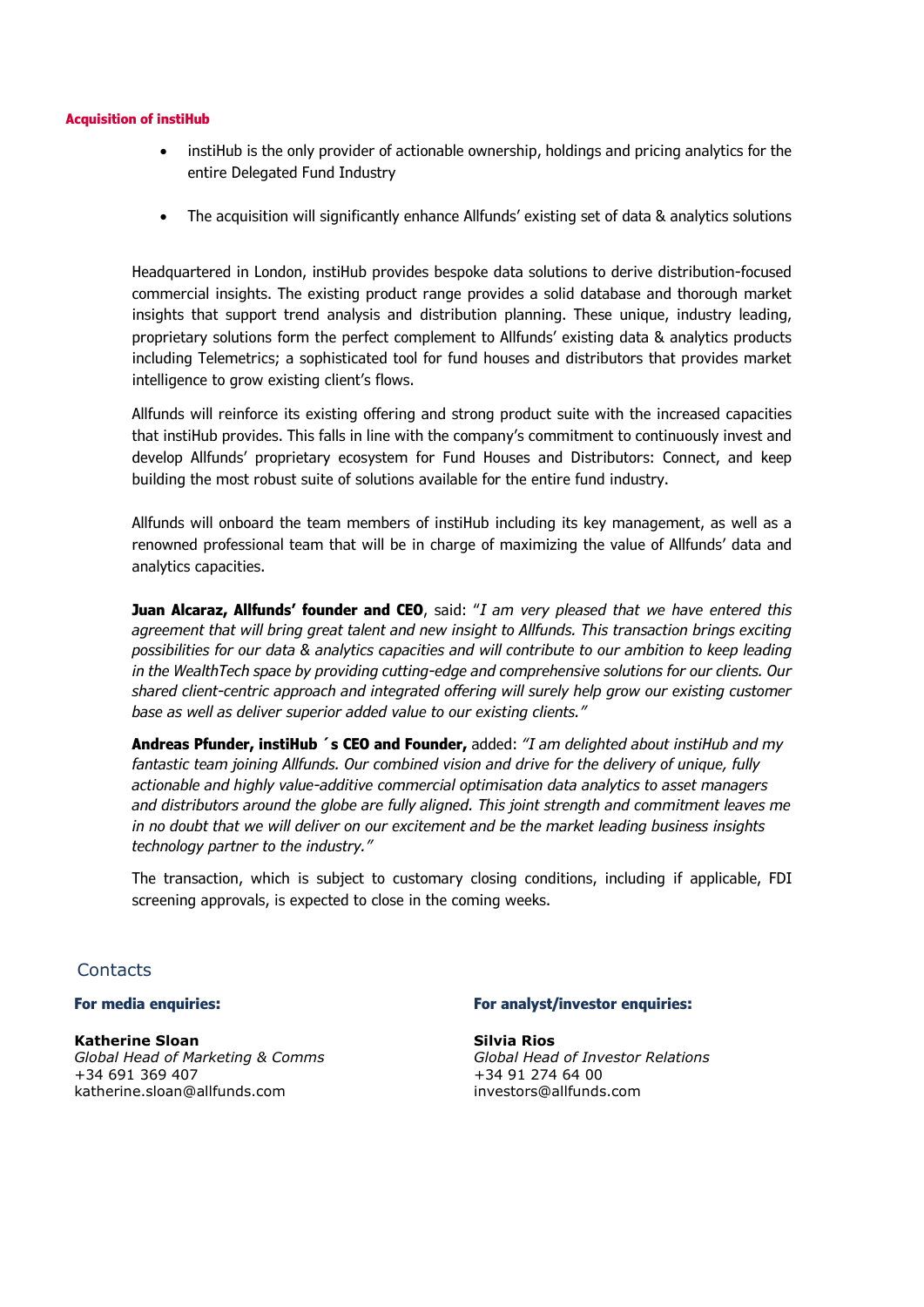## Acquisition of instiHub

- instiHub is the only provider of actionable ownership, holdings and pricing analytics for the entire Delegated Fund Industry
- The acquisition will significantly enhance Allfunds' existing set of data & analytics solutions

Headquartered in London, instiHub provides bespoke data solutions to derive distribution-focused commercial insights. The existing product range provides a solid database and thorough market insights that support trend analysis and distribution planning. These unique, industry leading, proprietary solutions form the perfect complement to Allfunds' existing data & analytics products including Telemetrics; a sophisticated tool for fund houses and distributors that provides market intelligence to grow existing client's flows.

Allfunds will reinforce its existing offering and strong product suite with the increased capacities that instiHub provides. This falls in line with the company's commitment to continuously invest and develop Allfunds' proprietary ecosystem for Fund Houses and Distributors: Connect, and keep building the most robust suite of solutions available for the entire fund industry.

Allfunds will onboard the team members of instiHub including its key management, as well as a renowned professional team that will be in charge of maximizing the value of Allfunds' data and analytics capacities.

**Juan Alcaraz, Allfunds' founder and CEO**, said: "*I am very pleased that we have entered this agreement that will bring great talent and new insight to Allfunds. This transaction brings exciting possibilities for our data & analytics capacities and will contribute to our ambition to keep leading in the WealthTech space by providing cutting-edge and comprehensive solutions for our clients. Our shared client-centric approach and integrated offering will surely help grow our existing customer base as well as deliver superior added value to our existing clients.*"

**Andreas Pfunder, instiHub ´s CEO and Founder,** added: *"I am delighted about instiHub and my fantastic team joining Allfunds. Our combined vision and drive for the delivery of unique, fully actionable and highly value-additive commercial optimisation data analytics to asset managers and distributors around the globe are fully aligned. This joint strength and commitment leaves me in no doubt that we will deliver on our excitement and be the market leading business insights technology partner to the industry."*

The transaction, which is subject to customary closing conditions, including if applicable, FDI screening approvals, is expected to close in the coming weeks.

## Contacts

**For media enquiries:**

**Katherine Sloan**
*Global Head of Marketing & Comms*
+34 691 369 407
katherine.sloan@allfunds.com

**For analyst/investor enquiries:**

**Silvia Rios**
*Global Head of Investor Relations*
+34 91 274 64 00
investors@allfunds.com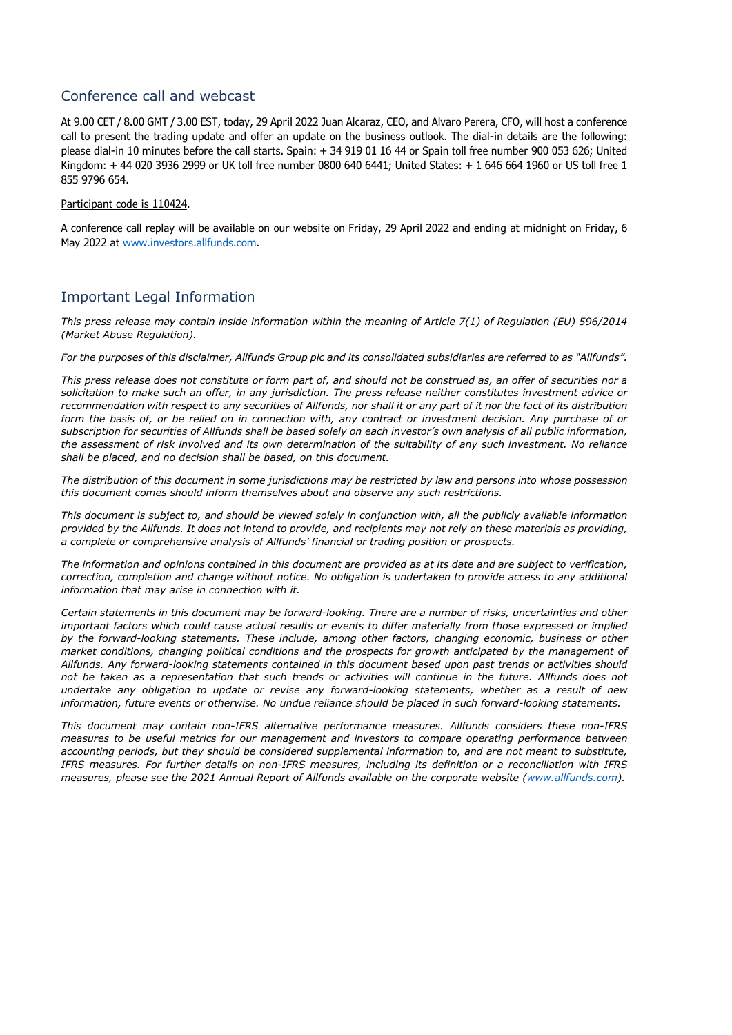## Conference call and webcast

At 9.00 CET / 8.00 GMT / 3.00 EST, today, 29 April 2022 Juan Alcaraz, CEO, and Alvaro Perera, CFO, will host a conference call to present the trading update and offer an update on the business outlook. The dial-in details are the following: please dial-in 10 minutes before the call starts. Spain: + 34 919 01 16 44 or Spain toll free number 900 053 626; United Kingdom: + 44 020 3936 2999 or UK toll free number 0800 640 6441; United States: + 1 646 664 1960 or US toll free 1 855 9796 654.

Participant code is 110424.

A conference call replay will be available on our website on Friday, 29 April 2022 and ending at midnight on Friday, 6 May 2022 at www.investors.allfunds.com.

## Important Legal Information

*This press release may contain inside information within the meaning of Article 7(1) of Regulation (EU) 596/2014 (Market Abuse Regulation).*

*For the purposes of this disclaimer, Allfunds Group plc and its consolidated subsidiaries are referred to as "Allfunds".*

*This press release does not constitute or form part of, and should not be construed as, an offer of securities nor a solicitation to make such an offer, in any jurisdiction. The press release neither constitutes investment advice or recommendation with respect to any securities of Allfunds, nor shall it or any part of it nor the fact of its distribution form the basis of, or be relied on in connection with, any contract or investment decision. Any purchase of or subscription for securities of Allfunds shall be based solely on each investor's own analysis of all public information, the assessment of risk involved and its own determination of the suitability of any such investment. No reliance shall be placed, and no decision shall be based, on this document.*

*The distribution of this document in some jurisdictions may be restricted by law and persons into whose possession this document comes should inform themselves about and observe any such restrictions.*

*This document is subject to, and should be viewed solely in conjunction with, all the publicly available information provided by the Allfunds. It does not intend to provide, and recipients may not rely on these materials as providing, a complete or comprehensive analysis of Allfunds' financial or trading position or prospects.*

*The information and opinions contained in this document are provided as at its date and are subject to verification, correction, completion and change without notice. No obligation is undertaken to provide access to any additional information that may arise in connection with it.*

*Certain statements in this document may be forward-looking. There are a number of risks, uncertainties and other important factors which could cause actual results or events to differ materially from those expressed or implied by the forward-looking statements. These include, among other factors, changing economic, business or other market conditions, changing political conditions and the prospects for growth anticipated by the management of Allfunds. Any forward-looking statements contained in this document based upon past trends or activities should not be taken as a representation that such trends or activities will continue in the future. Allfunds does not undertake any obligation to update or revise any forward-looking statements, whether as a result of new information, future events or otherwise. No undue reliance should be placed in such forward-looking statements.*

*This document may contain non-IFRS alternative performance measures. Allfunds considers these non-IFRS measures to be useful metrics for our management and investors to compare operating performance between accounting periods, but they should be considered supplemental information to, and are not meant to substitute, IFRS measures. For further details on non-IFRS measures, including its definition or a reconciliation with IFRS measures, please see the 2021 Annual Report of Allfunds available on the corporate website (www.allfunds.com).*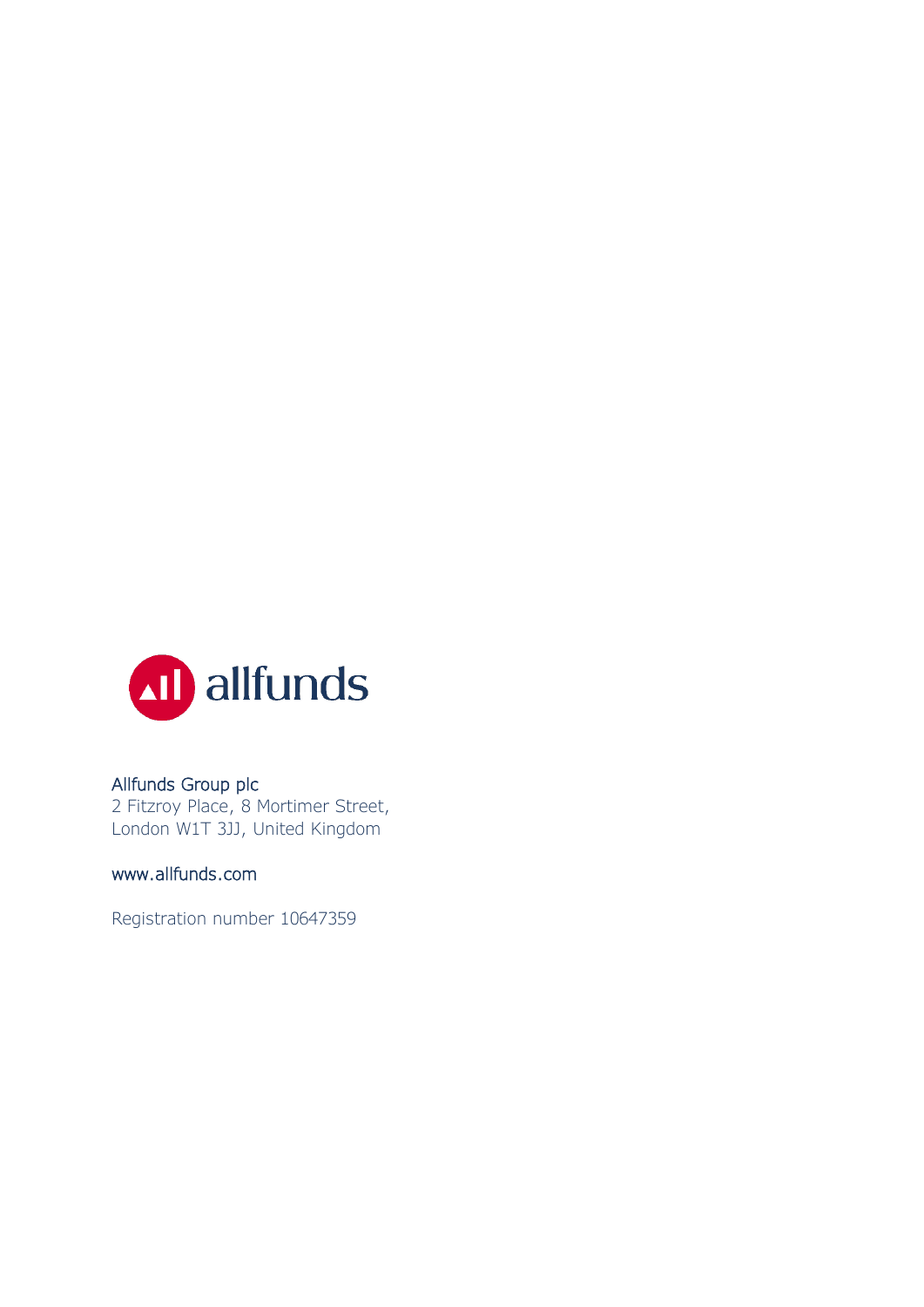allfunds

Allfunds Group plc
2 Fitzroy Place, 8 Mortimer Street,
London W1T 3JJ, United Kingdom

www.allfunds.com

Registration number 10647359